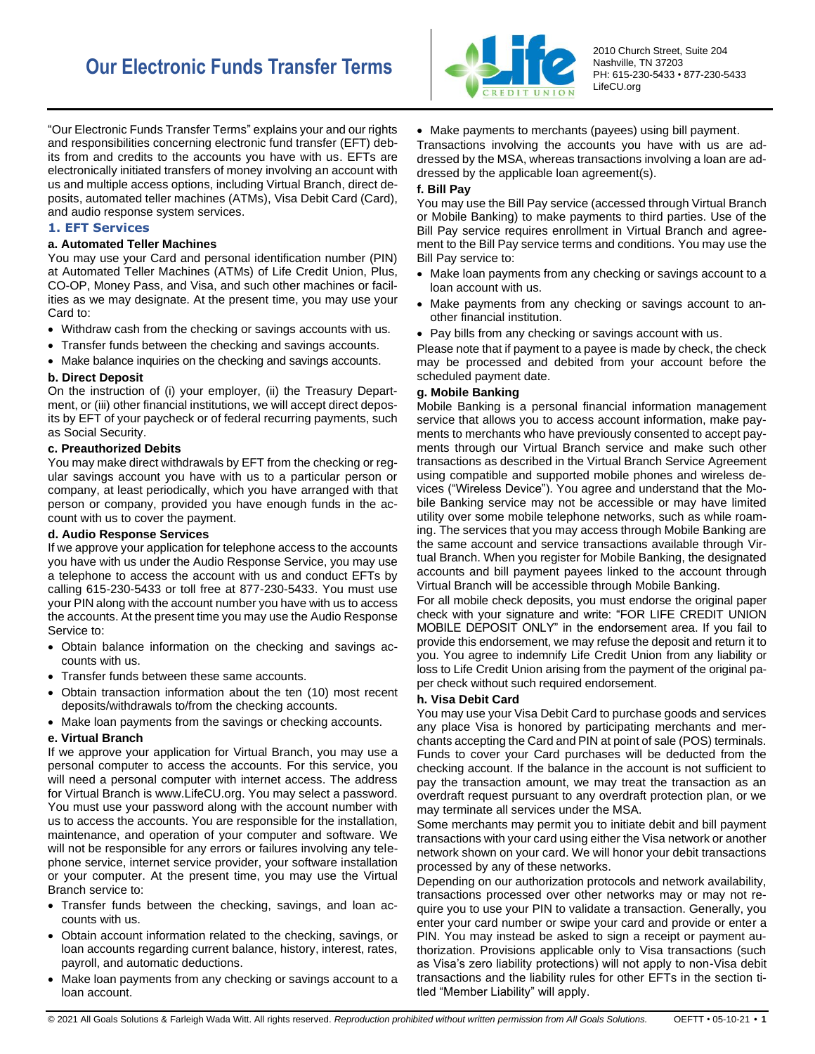# Our Electronic Funds Transfer Terms

2010 Church Street, Suite 204
Nashville, TN 37203
PH: 615-230-5433 • 877-230-5433
LifeCU.org

"Our Electronic Funds Transfer Terms" explains your and our rights and responsibilities concerning electronic fund transfer (EFT) debits from and credits to the accounts you have with us. EFTs are electronically initiated transfers of money involving an account with us and multiple access options, including Virtual Branch, direct deposits, automated teller machines (ATMs), Visa Debit Card (Card), and audio response system services.

## 1. EFT Services

### a. Automated Teller Machines

You may use your Card and personal identification number (PIN) at Automated Teller Machines (ATMs) of Life Credit Union, Plus, CO-OP, Money Pass, and Visa, and such other machines or facilities as we may designate. At the present time, you may use your Card to:

- Withdraw cash from the checking or savings accounts with us.
- Transfer funds between the checking and savings accounts.
- Make balance inquiries on the checking and savings accounts.

### b. Direct Deposit

On the instruction of (i) your employer, (ii) the Treasury Department, or (iii) other financial institutions, we will accept direct deposits by EFT of your paycheck or of federal recurring payments, such as Social Security.

### c. Preauthorized Debits

You may make direct withdrawals by EFT from the checking or regular savings account you have with us to a particular person or company, at least periodically, which you have arranged with that person or company, provided you have enough funds in the account with us to cover the payment.

### d. Audio Response Services

If we approve your application for telephone access to the accounts you have with us under the Audio Response Service, you may use a telephone to access the account with us and conduct EFTs by calling 615-230-5433 or toll free at 877-230-5433. You must use your PIN along with the account number you have with us to access the accounts. At the present time you may use the Audio Response Service to:

- Obtain balance information on the checking and savings accounts with us.
- Transfer funds between these same accounts.
- Obtain transaction information about the ten (10) most recent deposits/withdrawals to/from the checking accounts.
- Make loan payments from the savings or checking accounts.

### e. Virtual Branch

If we approve your application for Virtual Branch, you may use a personal computer to access the accounts. For this service, you will need a personal computer with internet access. The address for Virtual Branch is www.LifeCU.org. You may select a password. You must use your password along with the account number with us to access the accounts. You are responsible for the installation, maintenance, and operation of your computer and software. We will not be responsible for any errors or failures involving any telephone service, internet service provider, your software installation or your computer. At the present time, you may use the Virtual Branch service to:

- Transfer funds between the checking, savings, and loan accounts with us.
- Obtain account information related to the checking, savings, or loan accounts regarding current balance, history, interest, rates, payroll, and automatic deductions.
- Make loan payments from any checking or savings account to a loan account.
- Make payments to merchants (payees) using bill payment.

Transactions involving the accounts you have with us are addressed by the MSA, whereas transactions involving a loan are addressed by the applicable loan agreement(s).

### f. Bill Pay

You may use the Bill Pay service (accessed through Virtual Branch or Mobile Banking) to make payments to third parties. Use of the Bill Pay service requires enrollment in Virtual Branch and agreement to the Bill Pay service terms and conditions. You may use the Bill Pay service to:

- Make loan payments from any checking or savings account to a loan account with us.
- Make payments from any checking or savings account to another financial institution.
- Pay bills from any checking or savings account with us.

Please note that if payment to a payee is made by check, the check may be processed and debited from your account before the scheduled payment date.

### g. Mobile Banking

Mobile Banking is a personal financial information management service that allows you to access account information, make payments to merchants who have previously consented to accept payments through our Virtual Branch service and make such other transactions as described in the Virtual Branch Service Agreement using compatible and supported mobile phones and wireless devices ("Wireless Device"). You agree and understand that the Mobile Banking service may not be accessible or may have limited utility over some mobile telephone networks, such as while roaming. The services that you may access through Mobile Banking are the same account and service transactions available through Virtual Branch. When you register for Mobile Banking, the designated accounts and bill payment payees linked to the account through Virtual Branch will be accessible through Mobile Banking.

For all mobile check deposits, you must endorse the original paper check with your signature and write: "FOR LIFE CREDIT UNION MOBILE DEPOSIT ONLY" in the endorsement area. If you fail to provide this endorsement, we may refuse the deposit and return it to you. You agree to indemnify Life Credit Union from any liability or loss to Life Credit Union arising from the payment of the original paper check without such required endorsement.

### h. Visa Debit Card

You may use your Visa Debit Card to purchase goods and services any place Visa is honored by participating merchants and merchants accepting the Card and PIN at point of sale (POS) terminals. Funds to cover your Card purchases will be deducted from the checking account. If the balance in the account is not sufficient to pay the transaction amount, we may treat the transaction as an overdraft request pursuant to any overdraft protection plan, or we may terminate all services under the MSA.

Some merchants may permit you to initiate debit and bill payment transactions with your card using either the Visa network or another network shown on your card. We will honor your debit transactions processed by any of these networks.

Depending on our authorization protocols and network availability, transactions processed over other networks may or may not require you to use your PIN to validate a transaction. Generally, you enter your card number or swipe your card and provide or enter a PIN. You may instead be asked to sign a receipt or payment authorization. Provisions applicable only to Visa transactions (such as Visa's zero liability protections) will not apply to non-Visa debit transactions and the liability rules for other EFTs in the section titled "Member Liability" will apply.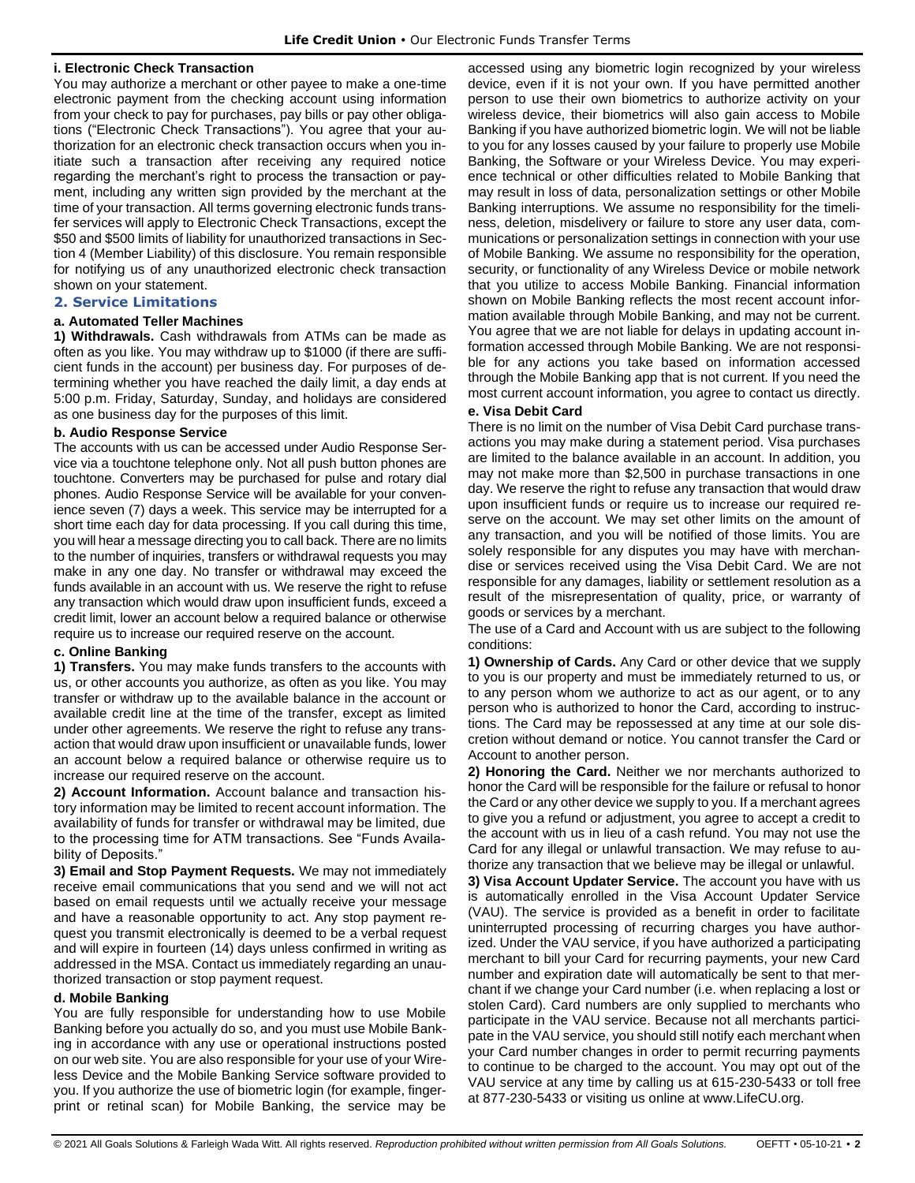**i. Electronic Check Transaction**

You may authorize a merchant or other payee to make a one-time electronic payment from the checking account using information from your check to pay for purchases, pay bills or pay other obligations ("Electronic Check Transactions"). You agree that your authorization for an electronic check transaction occurs when you initiate such a transaction after receiving any required notice regarding the merchant's right to process the transaction or payment, including any written sign provided by the merchant at the time of your transaction. All terms governing electronic funds transfer services will apply to Electronic Check Transactions, except the \$50 and \$500 limits of liability for unauthorized transactions in Section 4 (Member Liability) of this disclosure. You remain responsible for notifying us of any unauthorized electronic check transaction shown on your statement.

## 2. Service Limitations

**a. Automated Teller Machines**

**1) Withdrawals.** Cash withdrawals from ATMs can be made as often as you like. You may withdraw up to \$1000 (if there are sufficient funds in the account) per business day. For purposes of determining whether you have reached the daily limit, a day ends at 5:00 p.m. Friday, Saturday, Sunday, and holidays are considered as one business day for the purposes of this limit.

**b. Audio Response Service**

The accounts with us can be accessed under Audio Response Service via a touchtone telephone only. Not all push button phones are touchtone. Converters may be purchased for pulse and rotary dial phones. Audio Response Service will be available for your convenience seven (7) days a week. This service may be interrupted for a short time each day for data processing. If you call during this time, you will hear a message directing you to call back. There are no limits to the number of inquiries, transfers or withdrawal requests you may make in any one day. No transfer or withdrawal may exceed the funds available in an account with us. We reserve the right to refuse any transaction which would draw upon insufficient funds, exceed a credit limit, lower an account below a required balance or otherwise require us to increase our required reserve on the account.

**c. Online Banking**

**1) Transfers.** You may make funds transfers to the accounts with us, or other accounts you authorize, as often as you like. You may transfer or withdraw up to the available balance in the account or available credit line at the time of the transfer, except as limited under other agreements. We reserve the right to refuse any transaction that would draw upon insufficient or unavailable funds, lower an account below a required balance or otherwise require us to increase our required reserve on the account.

**2) Account Information.** Account balance and transaction history information may be limited to recent account information. The availability of funds for transfer or withdrawal may be limited, due to the processing time for ATM transactions. See "Funds Availability of Deposits."

**3) Email and Stop Payment Requests.** We may not immediately receive email communications that you send and we will not act based on email requests until we actually receive your message and have a reasonable opportunity to act. Any stop payment request you transmit electronically is deemed to be a verbal request and will expire in fourteen (14) days unless confirmed in writing as addressed in the MSA. Contact us immediately regarding an unauthorized transaction or stop payment request.

**d. Mobile Banking**

You are fully responsible for understanding how to use Mobile Banking before you actually do so, and you must use Mobile Banking in accordance with any use or operational instructions posted on our web site. You are also responsible for your use of your Wireless Device and the Mobile Banking Service software provided to you. If you authorize the use of biometric login (for example, fingerprint or retinal scan) for Mobile Banking, the service may be accessed using any biometric login recognized by your wireless device, even if it is not your own. If you have permitted another person to use their own biometrics to authorize activity on your wireless device, their biometrics will also gain access to Mobile Banking if you have authorized biometric login. We will not be liable to you for any losses caused by your failure to properly use Mobile Banking, the Software or your Wireless Device. You may experience technical or other difficulties related to Mobile Banking that may result in loss of data, personalization settings or other Mobile Banking interruptions. We assume no responsibility for the timeliness, deletion, misdelivery or failure to store any user data, communications or personalization settings in connection with your use of Mobile Banking. We assume no responsibility for the operation, security, or functionality of any Wireless Device or mobile network that you utilize to access Mobile Banking. Financial information shown on Mobile Banking reflects the most recent account information available through Mobile Banking, and may not be current. You agree that we are not liable for delays in updating account information accessed through Mobile Banking. We are not responsible for any actions you take based on information accessed through the Mobile Banking app that is not current. If you need the most current account information, you agree to contact us directly.

**e. Visa Debit Card**

There is no limit on the number of Visa Debit Card purchase transactions you may make during a statement period. Visa purchases are limited to the balance available in an account. In addition, you may not make more than \$2,500 in purchase transactions in one day. We reserve the right to refuse any transaction that would draw upon insufficient funds or require us to increase our required reserve on the account. We may set other limits on the amount of any transaction, and you will be notified of those limits. You are solely responsible for any disputes you may have with merchandise or services received using the Visa Debit Card. We are not responsible for any damages, liability or settlement resolution as a result of the misrepresentation of quality, price, or warranty of goods or services by a merchant.

The use of a Card and Account with us are subject to the following conditions:

**1) Ownership of Cards.** Any Card or other device that we supply to you is our property and must be immediately returned to us, or to any person whom we authorize to act as our agent, or to any person who is authorized to honor the Card, according to instructions. The Card may be repossessed at any time at our sole discretion without demand or notice. You cannot transfer the Card or Account to another person.

**2) Honoring the Card.** Neither we nor merchants authorized to honor the Card will be responsible for the failure or refusal to honor the Card or any other device we supply to you. If a merchant agrees to give you a refund or adjustment, you agree to accept a credit to the account with us in lieu of a cash refund. You may not use the Card for any illegal or unlawful transaction. We may refuse to authorize any transaction that we believe may be illegal or unlawful.

**3) Visa Account Updater Service.** The account you have with us is automatically enrolled in the Visa Account Updater Service (VAU). The service is provided as a benefit in order to facilitate uninterrupted processing of recurring charges you have authorized. Under the VAU service, if you have authorized a participating merchant to bill your Card for recurring payments, your new Card number and expiration date will automatically be sent to that merchant if we change your Card number (i.e. when replacing a lost or stolen Card). Card numbers are only supplied to merchants who participate in the VAU service. Because not all merchants participate in the VAU service, you should still notify each merchant when your Card number changes in order to permit recurring payments to continue to be charged to the account. You may opt out of the VAU service at any time by calling us at 615-230-5433 or toll free at 877-230-5433 or visiting us online at www.LifeCU.org.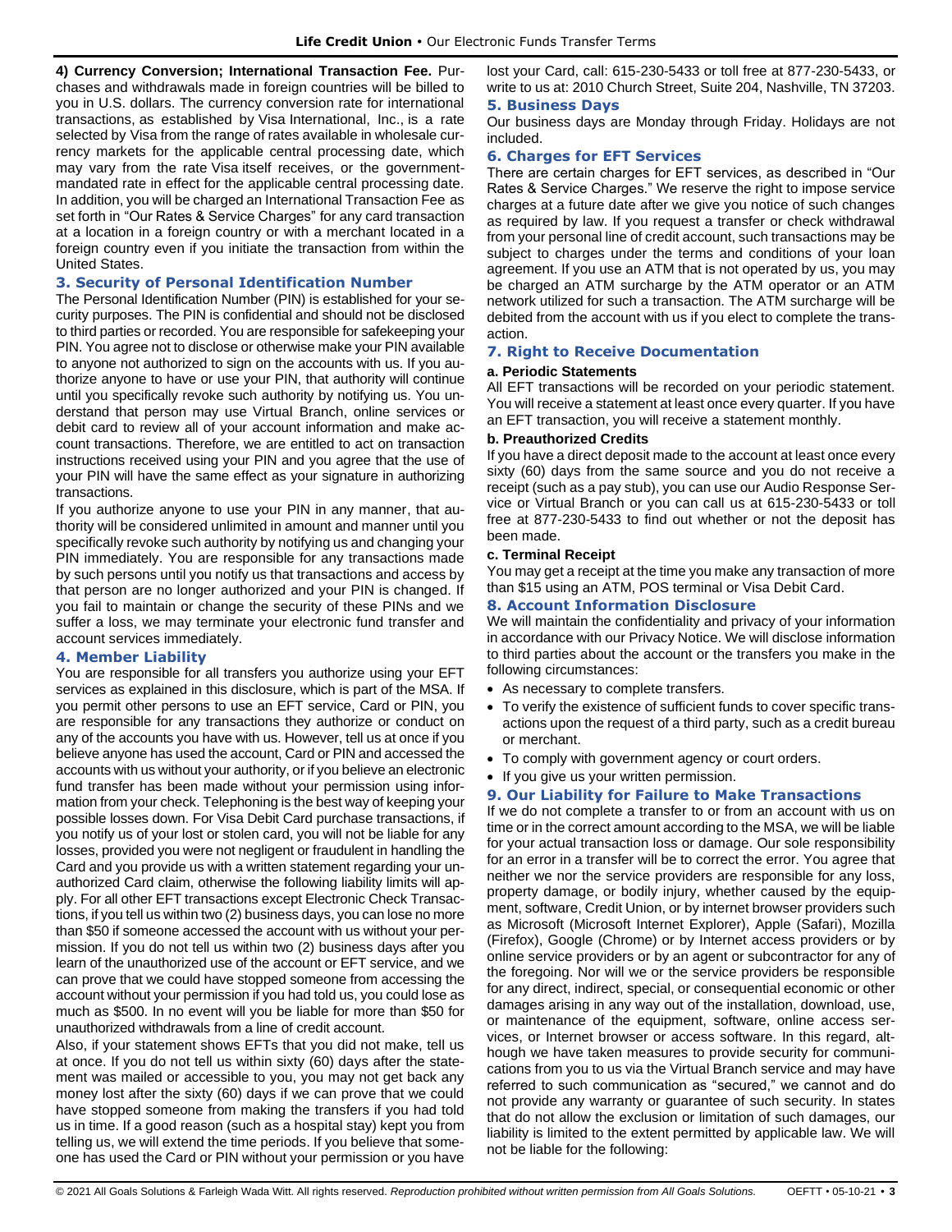**4) Currency Conversion; International Transaction Fee.** Purchases and withdrawals made in foreign countries will be billed to you in U.S. dollars. The currency conversion rate for international transactions, as established by Visa International, Inc., is a rate selected by Visa from the range of rates available in wholesale currency markets for the applicable central processing date, which may vary from the rate Visa itself receives, or the government-mandated rate in effect for the applicable central processing date. In addition, you will be charged an International Transaction Fee as set forth in "Our Rates & Service Charges" for any card transaction at a location in a foreign country or with a merchant located in a foreign country even if you initiate the transaction from within the United States.

## 3. Security of Personal Identification Number

The Personal Identification Number (PIN) is established for your security purposes. The PIN is confidential and should not be disclosed to third parties or recorded. You are responsible for safekeeping your PIN. You agree not to disclose or otherwise make your PIN available to anyone not authorized to sign on the accounts with us. If you authorize anyone to have or use your PIN, that authority will continue until you specifically revoke such authority by notifying us. You understand that person may use Virtual Branch, online services or debit card to review all of your account information and make account transactions. Therefore, we are entitled to act on transaction instructions received using your PIN and you agree that the use of your PIN will have the same effect as your signature in authorizing transactions.

If you authorize anyone to use your PIN in any manner, that authority will be considered unlimited in amount and manner until you specifically revoke such authority by notifying us and changing your PIN immediately. You are responsible for any transactions made by such persons until you notify us that transactions and access by that person are no longer authorized and your PIN is changed. If you fail to maintain or change the security of these PINs and we suffer a loss, we may terminate your electronic fund transfer and account services immediately.

## 4. Member Liability

You are responsible for all transfers you authorize using your EFT services as explained in this disclosure, which is part of the MSA. If you permit other persons to use an EFT service, Card or PIN, you are responsible for any transactions they authorize or conduct on any of the accounts you have with us. However, tell us at once if you believe anyone has used the account, Card or PIN and accessed the accounts with us without your authority, or if you believe an electronic fund transfer has been made without your permission using information from your check. Telephoning is the best way of keeping your possible losses down. For Visa Debit Card purchase transactions, if you notify us of your lost or stolen card, you will not be liable for any losses, provided you were not negligent or fraudulent in handling the Card and you provide us with a written statement regarding your unauthorized Card claim, otherwise the following liability limits will apply. For all other EFT transactions except Electronic Check Transactions, if you tell us within two (2) business days, you can lose no more than $50 if someone accessed the account with us without your permission. If you do not tell us within two (2) business days after you learn of the unauthorized use of the account or EFT service, and we can prove that we could have stopped someone from accessing the account without your permission if you had told us, you could lose as much as $500. In no event will you be liable for more than $50 for unauthorized withdrawals from a line of credit account.

Also, if your statement shows EFTs that you did not make, tell us at once. If you do not tell us within sixty (60) days after the statement was mailed or accessible to you, you may not get back any money lost after the sixty (60) days if we can prove that we could have stopped someone from making the transfers if you had told us in time. If a good reason (such as a hospital stay) kept you from telling us, we will extend the time periods. If you believe that someone has used the Card or PIN without your permission or you have lost your Card, call: 615-230-5433 or toll free at 877-230-5433, or write to us at: 2010 Church Street, Suite 204, Nashville, TN 37203.

## 5. Business Days

Our business days are Monday through Friday. Holidays are not included.

## 6. Charges for EFT Services

There are certain charges for EFT services, as described in "Our Rates & Service Charges." We reserve the right to impose service charges at a future date after we give you notice of such changes as required by law. If you request a transfer or check withdrawal from your personal line of credit account, such transactions may be subject to charges under the terms and conditions of your loan agreement. If you use an ATM that is not operated by us, you may be charged an ATM surcharge by the ATM operator or an ATM network utilized for such a transaction. The ATM surcharge will be debited from the account with us if you elect to complete the transaction.

## 7. Right to Receive Documentation

**a. Periodic Statements**

All EFT transactions will be recorded on your periodic statement. You will receive a statement at least once every quarter. If you have an EFT transaction, you will receive a statement monthly.

**b. Preauthorized Credits**

If you have a direct deposit made to the account at least once every sixty (60) days from the same source and you do not receive a receipt (such as a pay stub), you can use our Audio Response Service or Virtual Branch or you can call us at 615-230-5433 or toll free at 877-230-5433 to find out whether or not the deposit has been made.

**c. Terminal Receipt**

You may get a receipt at the time you make any transaction of more than $15 using an ATM, POS terminal or Visa Debit Card.

## 8. Account Information Disclosure

We will maintain the confidentiality and privacy of your information in accordance with our Privacy Notice. We will disclose information to third parties about the account or the transfers you make in the following circumstances:

- As necessary to complete transfers.
- To verify the existence of sufficient funds to cover specific transactions upon the request of a third party, such as a credit bureau or merchant.
- To comply with government agency or court orders.
- If you give us your written permission.

## 9. Our Liability for Failure to Make Transactions

If we do not complete a transfer to or from an account with us on time or in the correct amount according to the MSA, we will be liable for your actual transaction loss or damage. Our sole responsibility for an error in a transfer will be to correct the error. You agree that neither we nor the service providers are responsible for any loss, property damage, or bodily injury, whether caused by the equipment, software, Credit Union, or by internet browser providers such as Microsoft (Microsoft Internet Explorer), Apple (Safari), Mozilla (Firefox), Google (Chrome) or by Internet access providers or by online service providers or by an agent or subcontractor for any of the foregoing. Nor will we or the service providers be responsible for any direct, indirect, special, or consequential economic or other damages arising in any way out of the installation, download, use, or maintenance of the equipment, software, online access services, or Internet browser or access software. In this regard, although we have taken measures to provide security for communications from you to us via the Virtual Branch service and may have referred to such communication as "secured," we cannot and do not provide any warranty or guarantee of such security. In states that do not allow the exclusion or limitation of such damages, our liability is limited to the extent permitted by applicable law. We will not be liable for the following: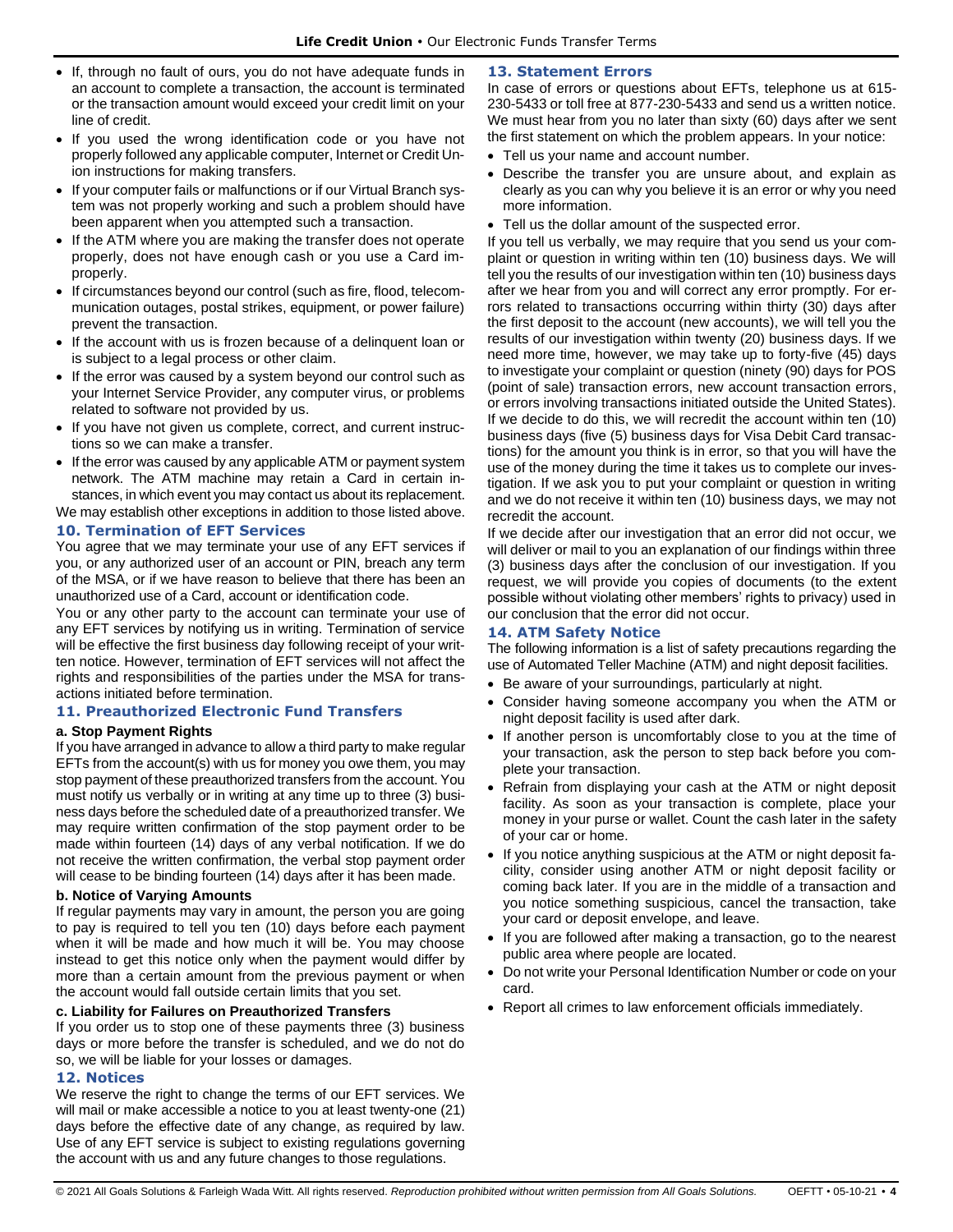- If, through no fault of ours, you do not have adequate funds in an account to complete a transaction, the account is terminated or the transaction amount would exceed your credit limit on your line of credit.
- If you used the wrong identification code or you have not properly followed any applicable computer, Internet or Credit Union instructions for making transfers.
- If your computer fails or malfunctions or if our Virtual Branch system was not properly working and such a problem should have been apparent when you attempted such a transaction.
- If the ATM where you are making the transfer does not operate properly, does not have enough cash or you use a Card improperly.
- If circumstances beyond our control (such as fire, flood, telecommunication outages, postal strikes, equipment, or power failure) prevent the transaction.
- If the account with us is frozen because of a delinquent loan or is subject to a legal process or other claim.
- If the error was caused by a system beyond our control such as your Internet Service Provider, any computer virus, or problems related to software not provided by us.
- If you have not given us complete, correct, and current instructions so we can make a transfer.
- If the error was caused by any applicable ATM or payment system network. The ATM machine may retain a Card in certain instances, in which event you may contact us about its replacement.

We may establish other exceptions in addition to those listed above.

### 10. Termination of EFT Services

You agree that we may terminate your use of any EFT services if you, or any authorized user of an account or PIN, breach any term of the MSA, or if we have reason to believe that there has been an unauthorized use of a Card, account or identification code.

You or any other party to the account can terminate your use of any EFT services by notifying us in writing. Termination of service will be effective the first business day following receipt of your written notice. However, termination of EFT services will not affect the rights and responsibilities of the parties under the MSA for transactions initiated before termination.

### 11. Preauthorized Electronic Fund Transfers

**a. Stop Payment Rights**

If you have arranged in advance to allow a third party to make regular EFTs from the account(s) with us for money you owe them, you may stop payment of these preauthorized transfers from the account. You must notify us verbally or in writing at any time up to three (3) business days before the scheduled date of a preauthorized transfer. We may require written confirmation of the stop payment order to be made within fourteen (14) days of any verbal notification. If we do not receive the written confirmation, the verbal stop payment order will cease to be binding fourteen (14) days after it has been made.

**b. Notice of Varying Amounts**

If regular payments may vary in amount, the person you are going to pay is required to tell you ten (10) days before each payment when it will be made and how much it will be. You may choose instead to get this notice only when the payment would differ by more than a certain amount from the previous payment or when the account would fall outside certain limits that you set.

**c. Liability for Failures on Preauthorized Transfers**

If you order us to stop one of these payments three (3) business days or more before the transfer is scheduled, and we do not do so, we will be liable for your losses or damages.

### 12. Notices

We reserve the right to change the terms of our EFT services. We will mail or make accessible a notice to you at least twenty-one (21) days before the effective date of any change, as required by law. Use of any EFT service is subject to existing regulations governing the account with us and any future changes to those regulations.

### 13. Statement Errors

In case of errors or questions about EFTs, telephone us at 615-230-5433 or toll free at 877-230-5433 and send us a written notice. We must hear from you no later than sixty (60) days after we sent the first statement on which the problem appears. In your notice:

- Tell us your name and account number.
- Describe the transfer you are unsure about, and explain as clearly as you can why you believe it is an error or why you need more information.
- Tell us the dollar amount of the suspected error.

If you tell us verbally, we may require that you send us your complaint or question in writing within ten (10) business days. We will tell you the results of our investigation within ten (10) business days after we hear from you and will correct any error promptly. For errors related to transactions occurring within thirty (30) days after the first deposit to the account (new accounts), we will tell you the results of our investigation within twenty (20) business days. If we need more time, however, we may take up to forty-five (45) days to investigate your complaint or question (ninety (90) days for POS (point of sale) transaction errors, new account transaction errors, or errors involving transactions initiated outside the United States). If we decide to do this, we will recredit the account within ten (10) business days (five (5) business days for Visa Debit Card transactions) for the amount you think is in error, so that you will have the use of the money during the time it takes us to complete our investigation. If we ask you to put your complaint or question in writing and we do not receive it within ten (10) business days, we may not recredit the account.

If we decide after our investigation that an error did not occur, we will deliver or mail to you an explanation of our findings within three (3) business days after the conclusion of our investigation. If you request, we will provide you copies of documents (to the extent possible without violating other members' rights to privacy) used in our conclusion that the error did not occur.

### 14. ATM Safety Notice

The following information is a list of safety precautions regarding the use of Automated Teller Machine (ATM) and night deposit facilities.

- Be aware of your surroundings, particularly at night.
- Consider having someone accompany you when the ATM or night deposit facility is used after dark.
- If another person is uncomfortably close to you at the time of your transaction, ask the person to step back before you complete your transaction.
- Refrain from displaying your cash at the ATM or night deposit facility. As soon as your transaction is complete, place your money in your purse or wallet. Count the cash later in the safety of your car or home.
- If you notice anything suspicious at the ATM or night deposit facility, consider using another ATM or night deposit facility or coming back later. If you are in the middle of a transaction and you notice something suspicious, cancel the transaction, take your card or deposit envelope, and leave.
- If you are followed after making a transaction, go to the nearest public area where people are located.
- Do not write your Personal Identification Number or code on your card.
- Report all crimes to law enforcement officials immediately.